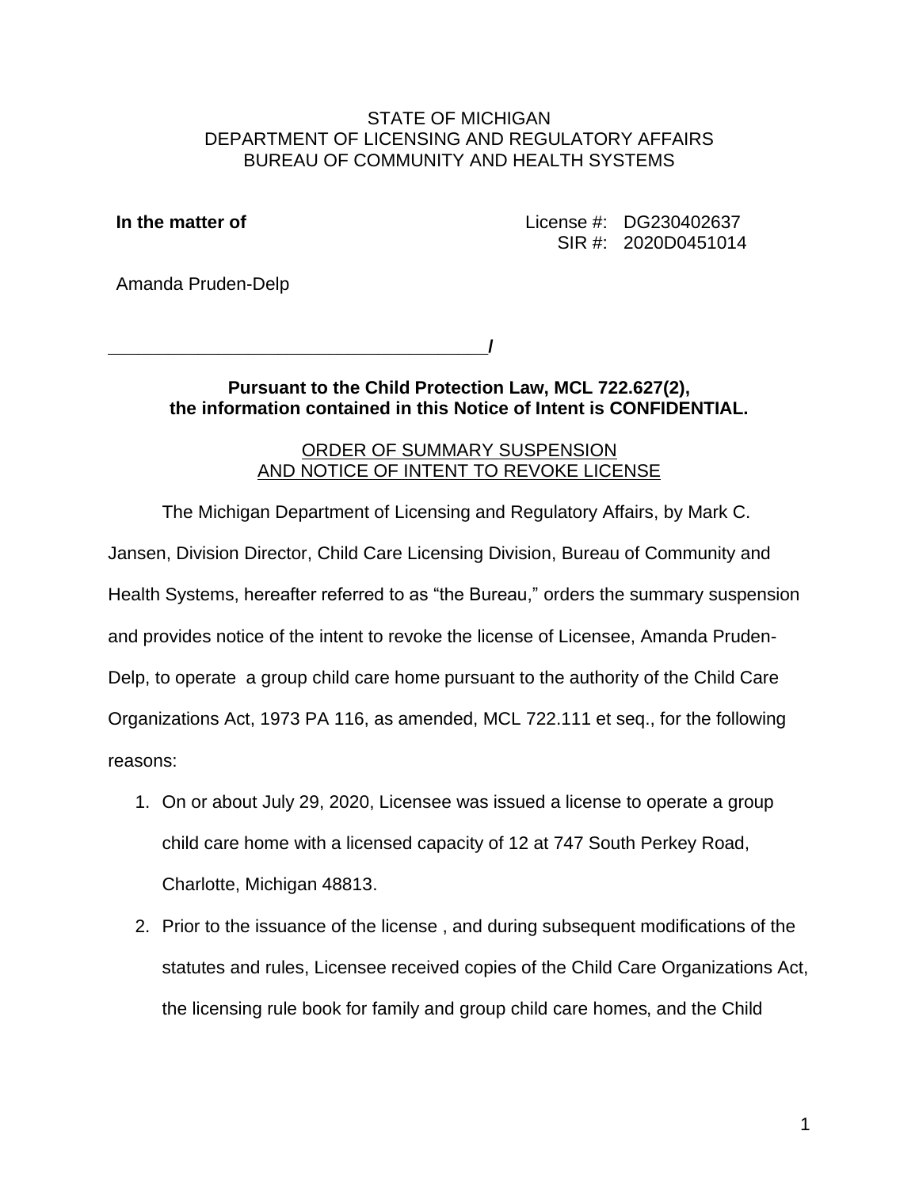STATE OF MICHIGAN
DEPARTMENT OF LICENSING AND REGULATORY AFFAIRS
BUREAU OF COMMUNITY AND HEALTH SYSTEMS

**In the matter of**

License #: DG230402637
SIR #: 2020D0451014

Amanda Pruden-Delp

_______________________________________/

**Pursuant to the Child Protection Law, MCL 722.627(2), the information contained in this Notice of Intent is CONFIDENTIAL.**

ORDER OF SUMMARY SUSPENSION
AND NOTICE OF INTENT TO REVOKE LICENSE

The Michigan Department of Licensing and Regulatory Affairs, by Mark C. Jansen, Division Director, Child Care Licensing Division, Bureau of Community and Health Systems, hereafter referred to as "the Bureau," orders the summary suspension and provides notice of the intent to revoke the license of Licensee, Amanda Pruden-Delp, to operate a group child care home pursuant to the authority of the Child Care Organizations Act, 1973 PA 116, as amended, MCL 722.111 et seq., for the following reasons:

1. On or about July 29, 2020, Licensee was issued a license to operate a group child care home with a licensed capacity of 12 at 747 South Perkey Road, Charlotte, Michigan 48813.
2. Prior to the issuance of the license , and during subsequent modifications of the statutes and rules, Licensee received copies of the Child Care Organizations Act, the licensing rule book for family and group child care homes, and the Child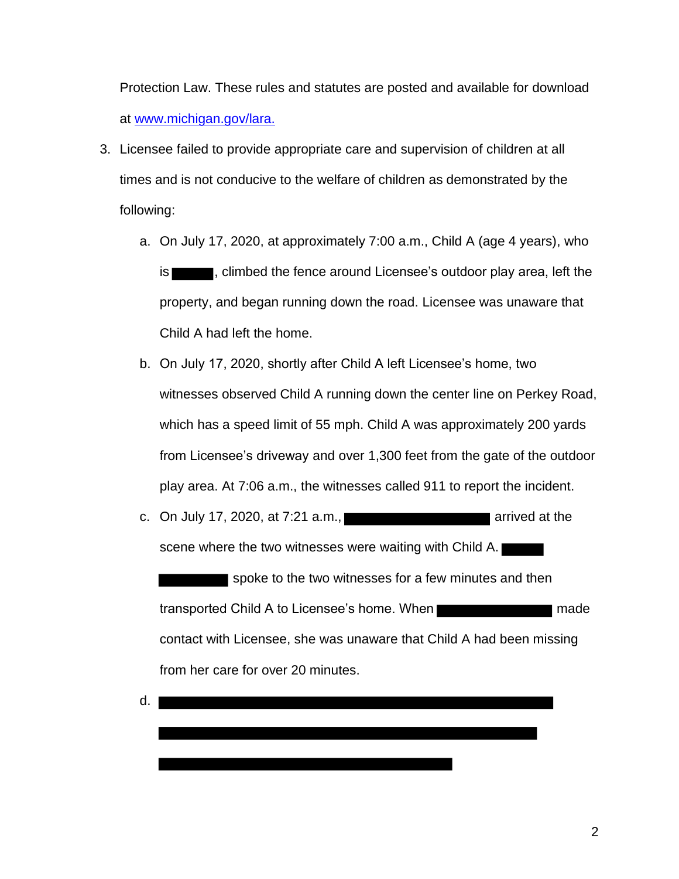Protection Law. These rules and statutes are posted and available for download at [www.michigan.gov/lara.](http://www.michigan.gov/lara)

3. Licensee failed to provide appropriate care and supervision of children at all times and is not conducive to the welfare of children as demonstrated by the following:

   a. On July 17, 2020, at approximately 7:00 a.m., Child A (age 4 years), who is [REDACTED], climbed the fence around Licensee's outdoor play area, left the property, and began running down the road. Licensee was unaware that Child A had left the home.

   b. On July 17, 2020, shortly after Child A left Licensee's home, two witnesses observed Child A running down the center line on Perkey Road, which has a speed limit of 55 mph. Child A was approximately 200 yards from Licensee's driveway and over 1,300 feet from the gate of the outdoor play area. At 7:06 a.m., the witnesses called 911 to report the incident.

   c. On July 17, 2020, at 7:21 a.m., [REDACTED] arrived at the scene where the two witnesses were waiting with Child A. [REDACTED] spoke to the two witnesses for a few minutes and then transported Child A to Licensee's home. When [REDACTED] made contact with Licensee, she was unaware that Child A had been missing from her care for over 20 minutes.

   d. [REDACTED]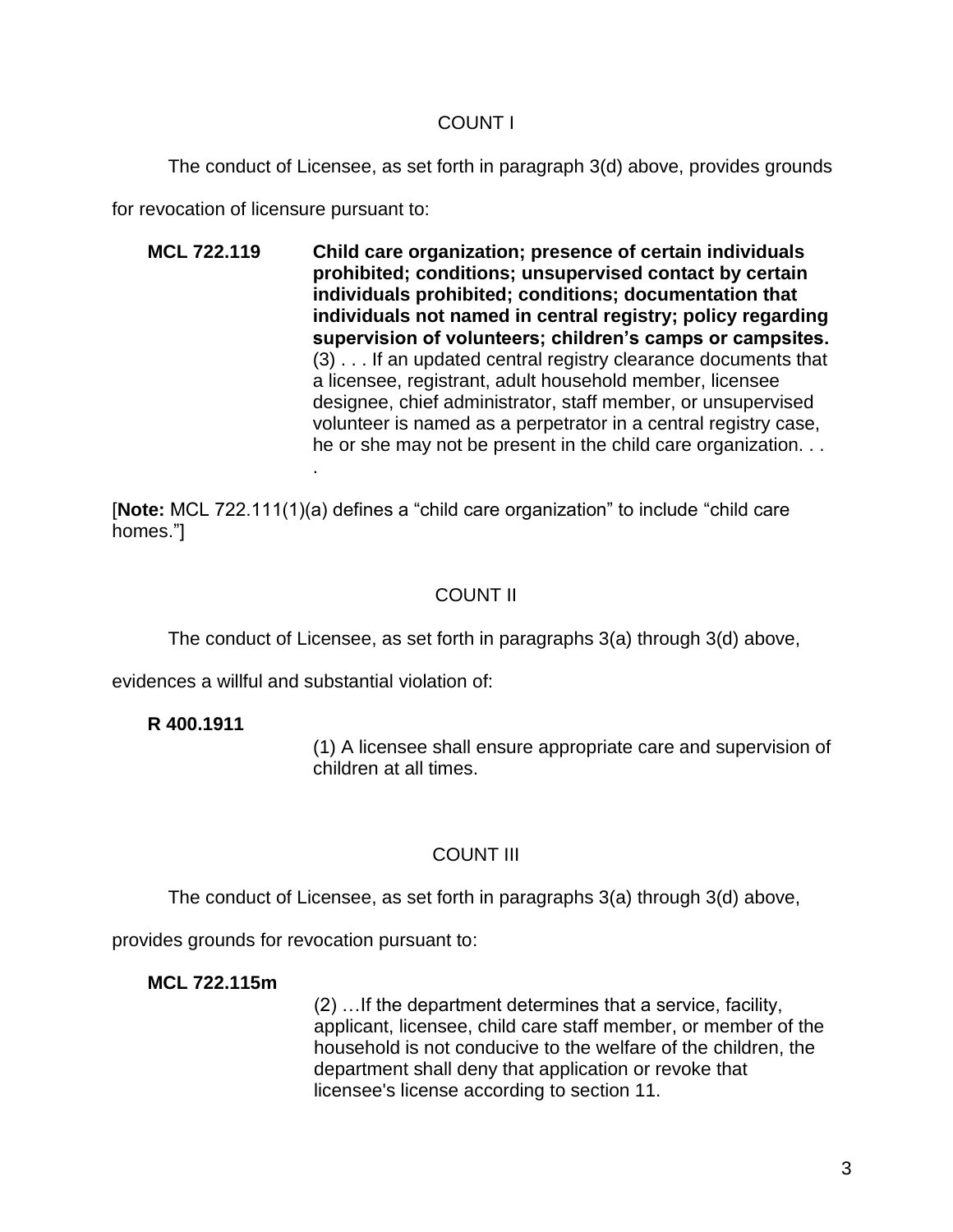## COUNT I

The conduct of Licensee, as set forth in paragraph 3(d) above, provides grounds for revocation of licensure pursuant to:

**MCL 722.119** **Child care organization; presence of certain individuals prohibited; conditions; unsupervised contact by certain individuals prohibited; conditions; documentation that individuals not named in central registry; policy regarding supervision of volunteers; children's camps or campsites.**

(3) . . . If an updated central registry clearance documents that a licensee, registrant, adult household member, licensee designee, chief administrator, staff member, or unsupervised volunteer is named as a perpetrator in a central registry case, he or she may not be present in the child care organization. . . .

[**Note:** MCL 722.111(1)(a) defines a "child care organization" to include "child care homes."]

## COUNT II

The conduct of Licensee, as set forth in paragraphs 3(a) through 3(d) above, evidences a willful and substantial violation of:

**R 400.1911**

(1) A licensee shall ensure appropriate care and supervision of children at all times.

## COUNT III

The conduct of Licensee, as set forth in paragraphs 3(a) through 3(d) above, provides grounds for revocation pursuant to:

**MCL 722.115m**

(2) …If the department determines that a service, facility, applicant, licensee, child care staff member, or member of the household is not conducive to the welfare of the children, the department shall deny that application or revoke that licensee's license according to section 11.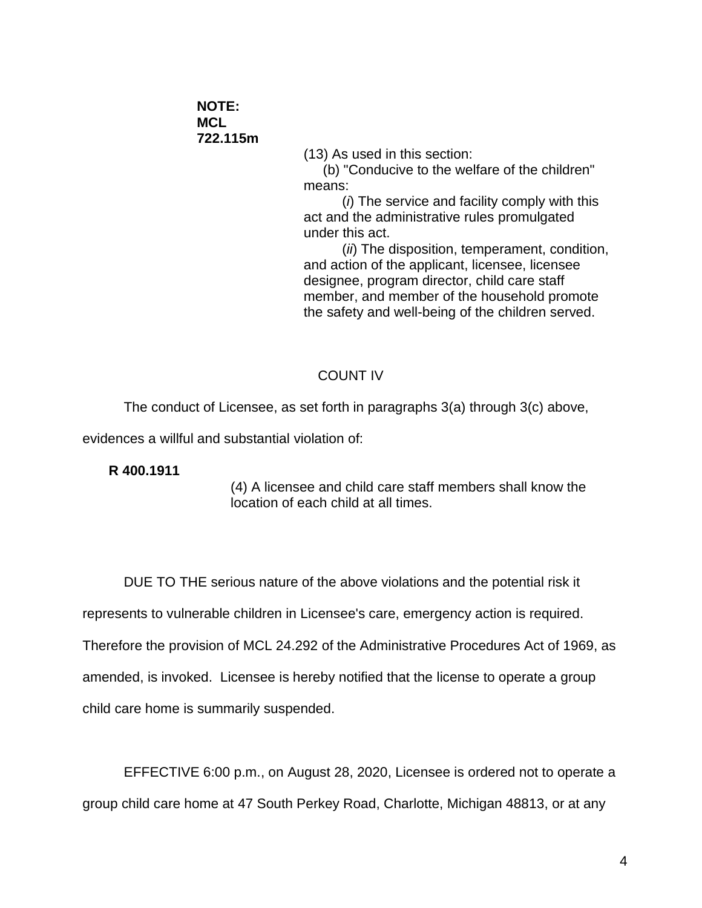**NOTE: MCL 722.115m**

(13) As used in this section:

(b) "Conducive to the welfare of the children" means:

(*i*) The service and facility comply with this act and the administrative rules promulgated under this act.

(*ii*) The disposition, temperament, condition, and action of the applicant, licensee, licensee designee, program director, child care staff member, and member of the household promote the safety and well-being of the children served.

COUNT IV

The conduct of Licensee, as set forth in paragraphs 3(a) through 3(c) above, evidences a willful and substantial violation of:

**R 400.1911**

(4) A licensee and child care staff members shall know the location of each child at all times.

DUE TO THE serious nature of the above violations and the potential risk it represents to vulnerable children in Licensee's care, emergency action is required. Therefore the provision of MCL 24.292 of the Administrative Procedures Act of 1969, as amended, is invoked. Licensee is hereby notified that the license to operate a group child care home is summarily suspended.

EFFECTIVE 6:00 p.m., on August 28, 2020, Licensee is ordered not to operate a group child care home at 47 South Perkey Road, Charlotte, Michigan 48813, or at any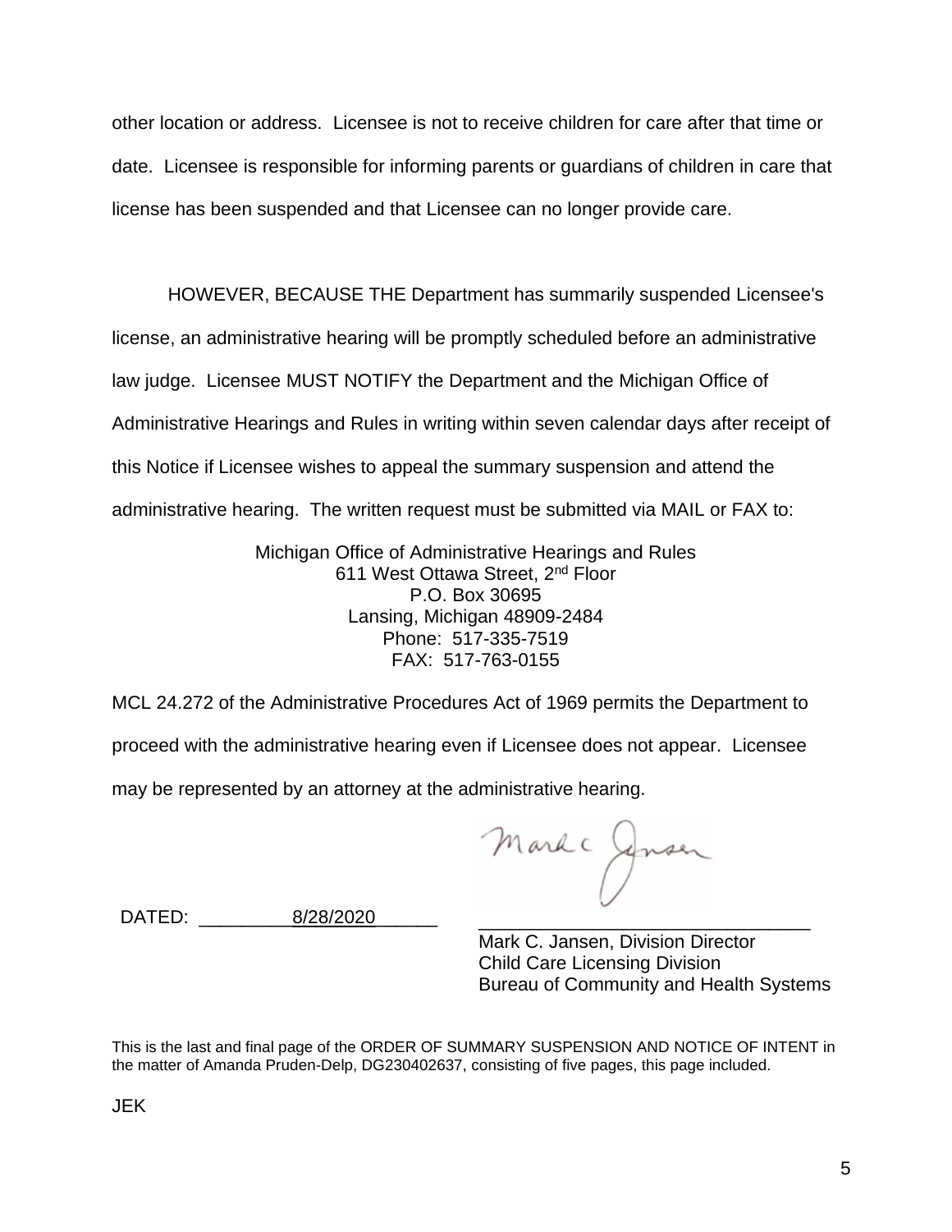other location or address. Licensee is not to receive children for care after that time or date. Licensee is responsible for informing parents or guardians of children in care that license has been suspended and that Licensee can no longer provide care.

HOWEVER, BECAUSE THE Department has summarily suspended Licensee's license, an administrative hearing will be promptly scheduled before an administrative law judge. Licensee MUST NOTIFY the Department and the Michigan Office of Administrative Hearings and Rules in writing within seven calendar days after receipt of this Notice if Licensee wishes to appeal the summary suspension and attend the administrative hearing. The written request must be submitted via MAIL or FAX to:

Michigan Office of Administrative Hearings and Rules
611 West Ottawa Street, 2nd Floor
P.O. Box 30695
Lansing, Michigan 48909-2484
Phone: 517-335-7519
FAX: 517-763-0155

MCL 24.272 of the Administrative Procedures Act of 1969 permits the Department to proceed with the administrative hearing even if Licensee does not appear. Licensee may be represented by an attorney at the administrative hearing.

DATED: 8/28/2020

Mark C. Jansen, Division Director
Child Care Licensing Division
Bureau of Community and Health Systems

This is the last and final page of the ORDER OF SUMMARY SUSPENSION AND NOTICE OF INTENT in the matter of Amanda Pruden-Delp, DG230402637, consisting of five pages, this page included.

JEK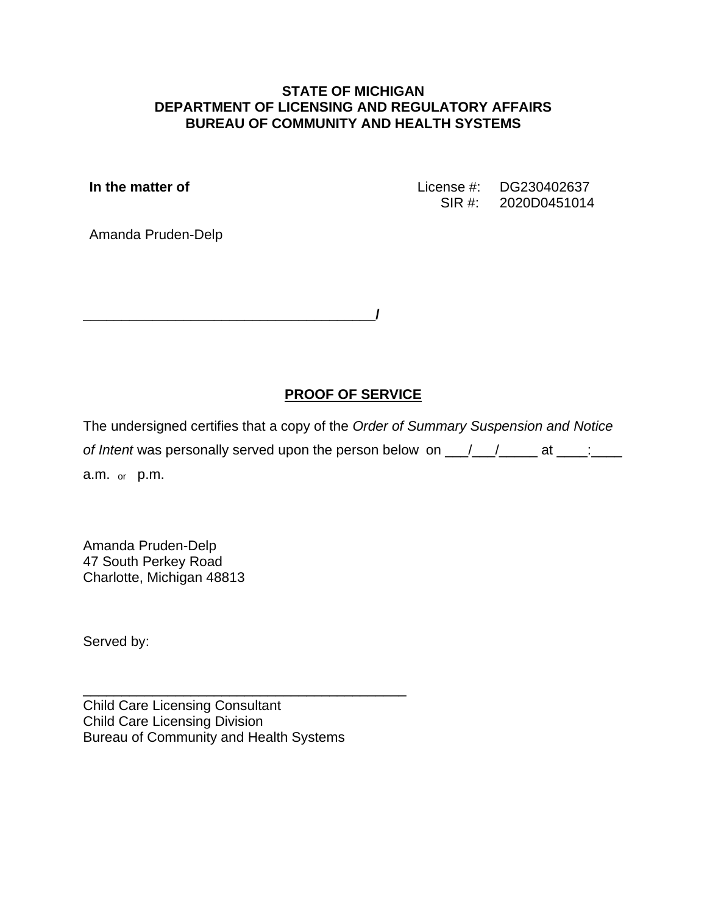**STATE OF MICHIGAN**
**DEPARTMENT OF LICENSING AND REGULATORY AFFAIRS**
**BUREAU OF COMMUNITY AND HEALTH SYSTEMS**

**In the matter of**

License #: DG230402637
SIR #: 2020D0451014

Amanda Pruden-Delp

______________________________________/

## PROOF OF SERVICE

The undersigned certifies that a copy of the *Order of Summary Suspension and Notice of Intent* was personally served upon the person below on ___/___/_____ at ____:____ a.m. or p.m.

Amanda Pruden-Delp
47 South Perkey Road
Charlotte, Michigan 48813

Served by:

___________________________________________
Child Care Licensing Consultant
Child Care Licensing Division
Bureau of Community and Health Systems